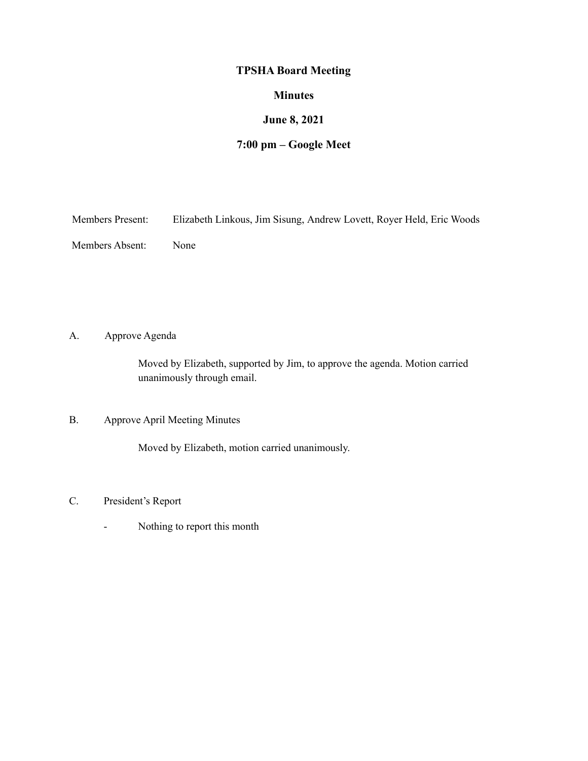# TPSHA Board Meeting

## Minutes

## June 8, 2021

## 7:00 pm – Google Meet

| | |
|---|---|
| Members Present: | Elizabeth Linkous, Jim Sisung, Andrew Lovett, Royer Held, Eric Woods |
| Members Absent: | None |

A. Approve Agenda

Moved by Elizabeth, supported by Jim, to approve the agenda. Motion carried unanimously through email.

B. Approve April Meeting Minutes

Moved by Elizabeth, motion carried unanimously.

C. President's Report

- Nothing to report this month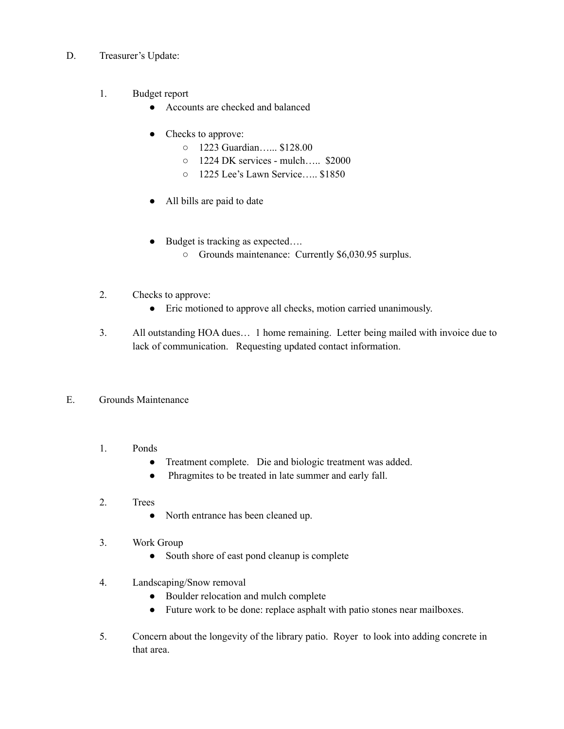D. Treasurer's Update:

1. Budget report
   - Accounts are checked and balanced
   - Checks to approve:
     - 1223 Guardian…... $128.00
     - 1224 DK services - mulch….. $2000
     - 1225 Lee's Lawn Service….. $1850
   - All bills are paid to date
   - Budget is tracking as expected….
     - Grounds maintenance: Currently $6,030.95 surplus.

2. Checks to approve:
   - Eric motioned to approve all checks, motion carried unanimously.

3. All outstanding HOA dues… 1 home remaining. Letter being mailed with invoice due to lack of communication. Requesting updated contact information.

E. Grounds Maintenance

1. Ponds
   - Treatment complete. Die and biologic treatment was added.
   - Phragmites to be treated in late summer and early fall.

2. Trees
   - North entrance has been cleaned up.

3. Work Group
   - South shore of east pond cleanup is complete

4. Landscaping/Snow removal
   - Boulder relocation and mulch complete
   - Future work to be done: replace asphalt with patio stones near mailboxes.

5. Concern about the longevity of the library patio. Royer to look into adding concrete in that area.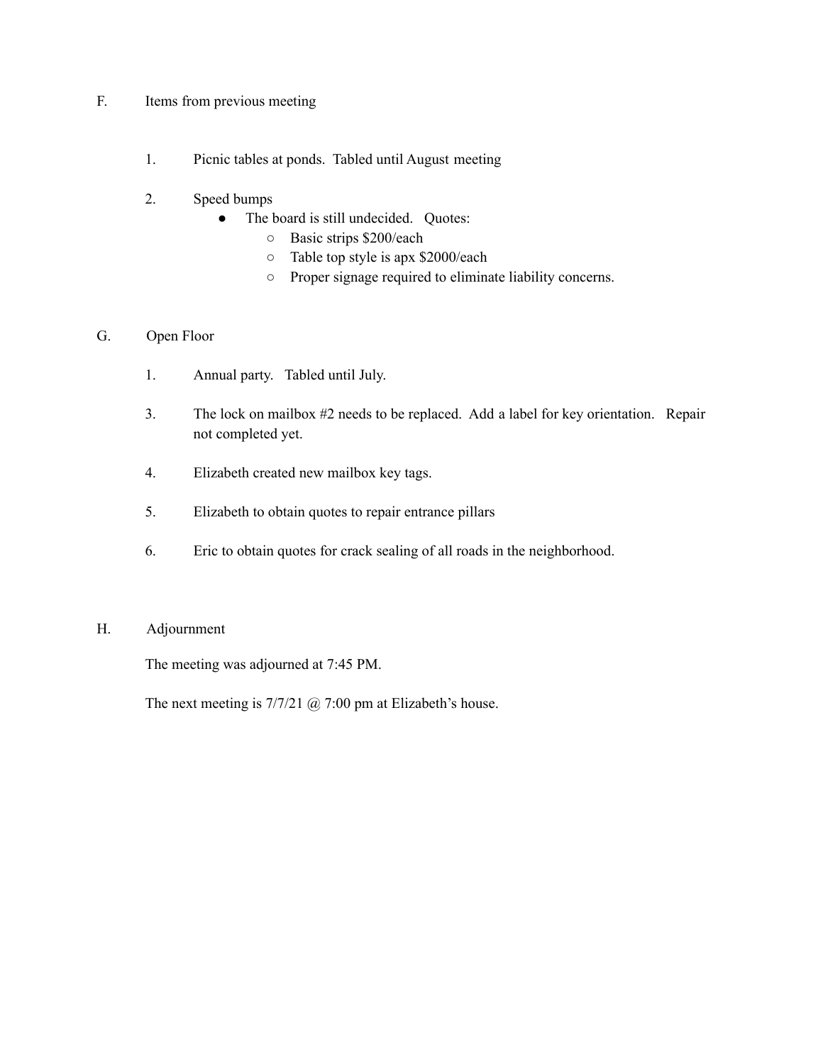F. Items from previous meeting

1. Picnic tables at ponds. Tabled until August meeting

2. Speed bumps
   - The board is still undecided. Quotes:
     - Basic strips $200/each
     - Table top style is apx $2000/each
     - Proper signage required to eliminate liability concerns.

G. Open Floor

1. Annual party. Tabled until July.

3. The lock on mailbox #2 needs to be replaced. Add a label for key orientation. Repair not completed yet.

4. Elizabeth created new mailbox key tags.

5. Elizabeth to obtain quotes to repair entrance pillars

6. Eric to obtain quotes for crack sealing of all roads in the neighborhood.

H. Adjournment

The meeting was adjourned at 7:45 PM.

The next meeting is 7/7/21 @ 7:00 pm at Elizabeth's house.